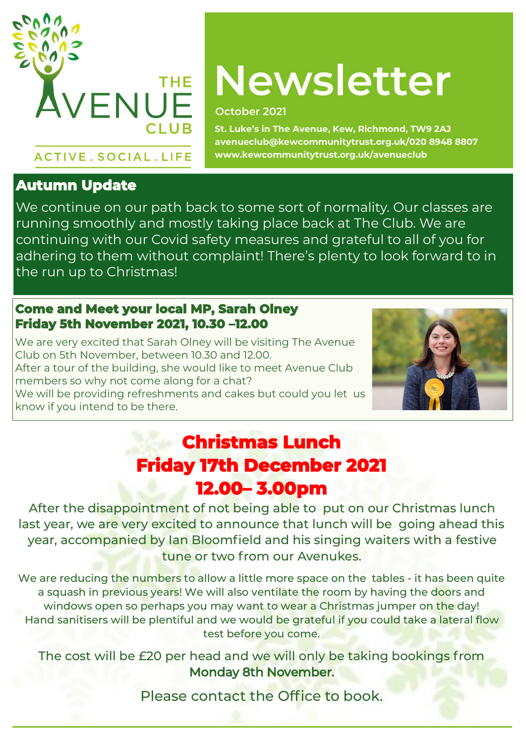THE AVENUE CLUB

ACTIVE . SOCIAL . LIFE

# Newsletter

**October 2021**

**St. Luke's in The Avenue, Kew, Richmond, TW9 2AJ**
**avenueclub@kewcommunitytrust.org.uk/020 8948 8807**
**www.kewcommunitytrust.org.uk/avenueclub**

## Autumn Update

We continue on our path back to some sort of normality. Our classes are running smoothly and mostly taking place back at The Club. We are continuing with our Covid safety measures and grateful to all of you for adhering to them without complaint! There's plenty to look forward to in the run up to Christmas!

## Come and Meet your local MP, Sarah Olney
## Friday 5th November 2021, 10.30 –12.00

We are very excited that Sarah Olney will be visiting The Avenue Club on 5th November, between 10.30 and 12.00.
After a tour of the building, she would like to meet Avenue Club members so why not come along for a chat?
We will be providing refreshments and cakes but could you let us know if you intend to be there.

## Christmas Lunch
## Friday 17th December 2021
## 12.00– 3.00pm

After the disappointment of not being able to put on our Christmas lunch last year, we are very excited to announce that lunch will be going ahead this year, accompanied by Ian Bloomfield and his singing waiters with a festive tune or two from our Avenukes.

We are reducing the numbers to allow a little more space on the tables - it has been quite a squash in previous years! We will also ventilate the room by having the doors and windows open so perhaps you may want to wear a Christmas jumper on the day! Hand sanitisers will be plentiful and we would be grateful if you could take a lateral flow test before you come.

The cost will be £20 per head and we will only be taking bookings from **Monday 8th November.**

Please contact the Office to book.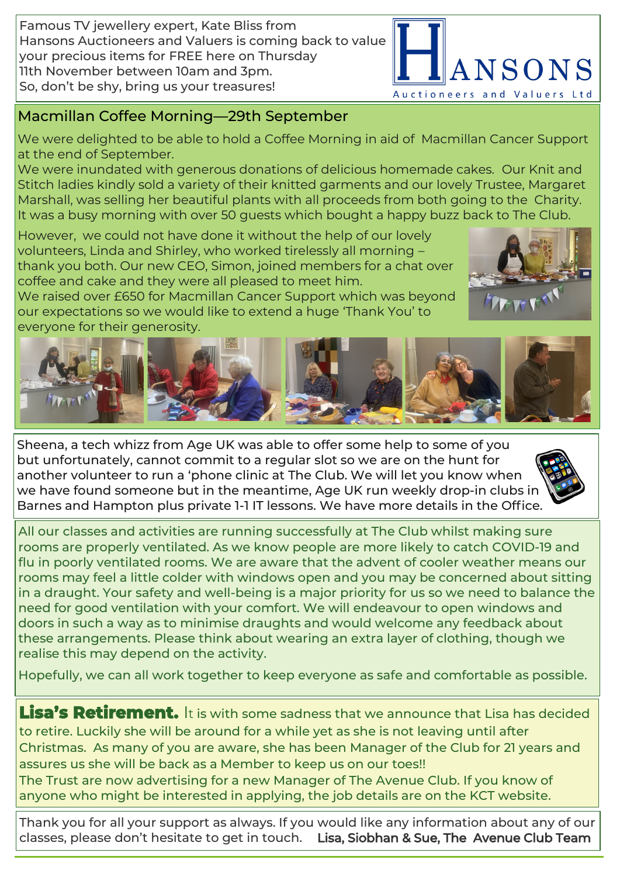Famous TV jewellery expert, Kate Bliss from Hansons Auctioneers and Valuers is coming back to value your precious items for FREE here on Thursday 11th November between 10am and 3pm. So, don't be shy, bring us your treasures!

HANSONS
Auctioneers and Valuers Ltd

## Macmillan Coffee Morning—29th September

We were delighted to be able to hold a Coffee Morning in aid of Macmillan Cancer Support at the end of September.

We were inundated with generous donations of delicious homemade cakes. Our Knit and Stitch ladies kindly sold a variety of their knitted garments and our lovely Trustee, Margaret Marshall, was selling her beautiful plants with all proceeds from both going to the Charity. It was a busy morning with over 50 guests which bought a happy buzz back to The Club.

However, we could not have done it without the help of our lovely volunteers, Linda and Shirley, who worked tirelessly all morning – thank you both. Our new CEO, Simon, joined members for a chat over coffee and cake and they were all pleased to meet him.

We raised over £650 for Macmillan Cancer Support which was beyond our expectations so we would like to extend a huge 'Thank You' to everyone for their generosity.

Sheena, a tech whizz from Age UK was able to offer some help to some of you but unfortunately, cannot commit to a regular slot so we are on the hunt for another volunteer to run a 'phone clinic at The Club. We will let you know when we have found someone but in the meantime, Age UK run weekly drop-in clubs in Barnes and Hampton plus private 1-1 IT lessons. We have more details in the Office.

All our classes and activities are running successfully at The Club whilst making sure rooms are properly ventilated. As we know people are more likely to catch COVID-19 and flu in poorly ventilated rooms. We are aware that the advent of cooler weather means our rooms may feel a little colder with windows open and you may be concerned about sitting in a draught. Your safety and well-being is a major priority for us so we need to balance the need for good ventilation with your comfort. We will endeavour to open windows and doors in such a way as to minimise draughts and would welcome any feedback about these arrangements. Please think about wearing an extra layer of clothing, though we realise this may depend on the activity.

Hopefully, we can all work together to keep everyone as safe and comfortable as possible.

**Lisa's Retirement.** It is with some sadness that we announce that Lisa has decided to retire. Luckily she will be around for a while yet as she is not leaving until after Christmas. As many of you are aware, she has been Manager of the Club for 21 years and assures us she will be back as a Member to keep us on our toes!!

The Trust are now advertising for a new Manager of The Avenue Club. If you know of anyone who might be interested in applying, the job details are on the KCT website.

Thank you for all your support as always. If you would like any information about any of our classes, please don't hesitate to get in touch. Lisa, Siobhan & Sue, The Avenue Club Team